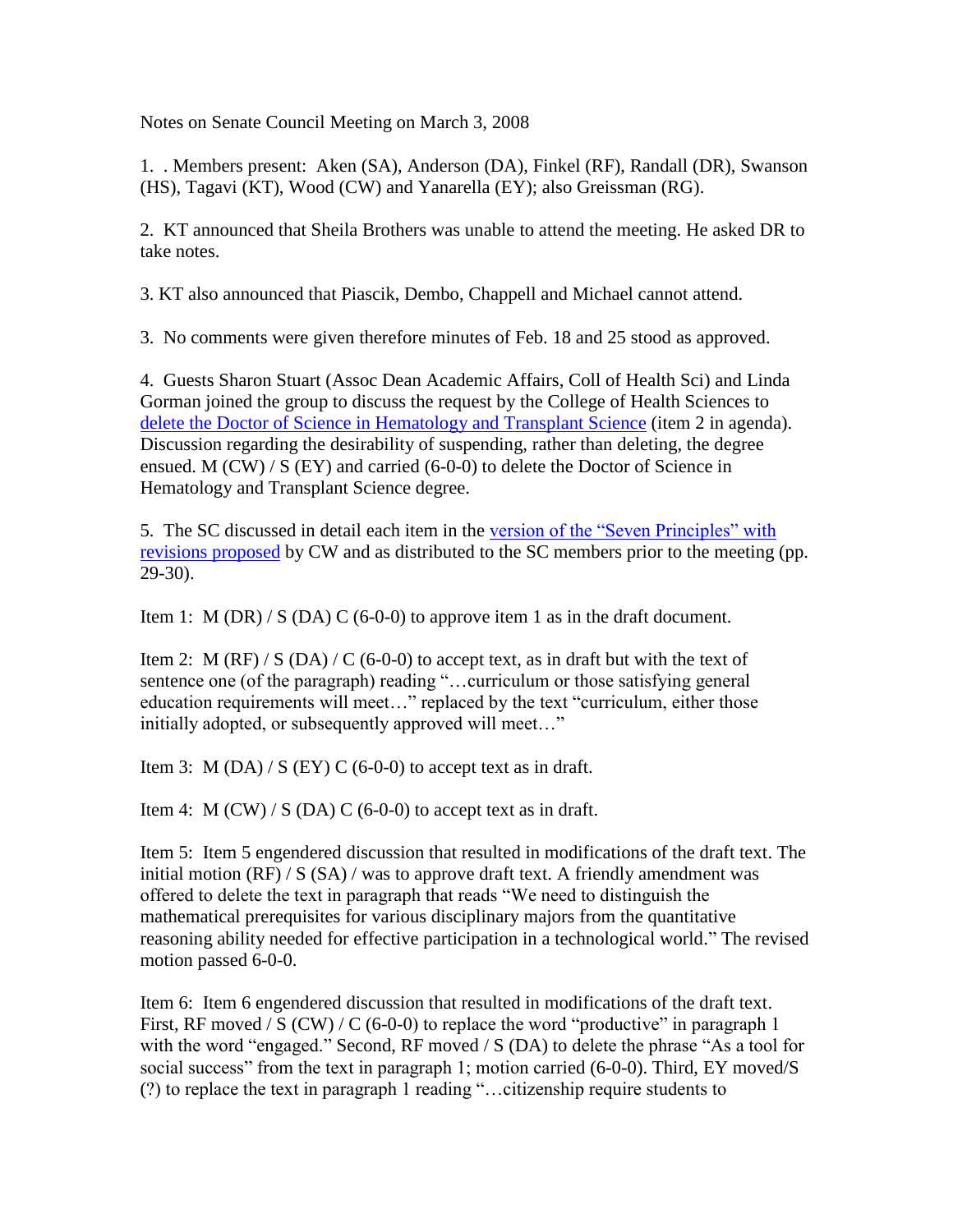Notes on Senate Council Meeting on March 3, 2008

1. . Members present: Aken (SA), Anderson (DA), Finkel (RF), Randall (DR), Swanson (HS), Tagavi (KT), Wood (CW) and Yanarella (EY); also Greissman (RG).

2. KT announced that Sheila Brothers was unable to attend the meeting. He asked DR to take notes.

3. KT also announced that Piascik, Dembo, Chappell and Michael cannot attend.

3. No comments were given therefore minutes of Feb. 18 and 25 stood as approved.

4. Guests Sharon Stuart (Assoc Dean Academic Affairs, Coll of Health Sci) and Linda Gorman joined the group to discuss the request by the College of Health Sciences to delete the Doctor of Science in Hematology and Transplant Science (item 2 in agenda). Discussion regarding the desirability of suspending, rather than deleting, the degree ensued. M (CW) / S (EY) and carried (6-0-0) to delete the Doctor of Science in Hematology and Transplant Science degree.

5. The SC discussed in detail each item in the version of the "Seven Principles" with revisions proposed by CW and as distributed to the SC members prior to the meeting (pp. 29-30).

Item 1: M (DR) / S (DA) C (6-0-0) to approve item 1 as in the draft document.

Item 2: M (RF) / S (DA) / C (6-0-0) to accept text, as in draft but with the text of sentence one (of the paragraph) reading "…curriculum or those satisfying general education requirements will meet…" replaced by the text "curriculum, either those initially adopted, or subsequently approved will meet…"

Item 3: M (DA) / S (EY) C (6-0-0) to accept text as in draft.

Item 4: M (CW) / S (DA) C (6-0-0) to accept text as in draft.

Item 5: Item 5 engendered discussion that resulted in modifications of the draft text. The initial motion (RF) / S (SA) / was to approve draft text. A friendly amendment was offered to delete the text in paragraph that reads "We need to distinguish the mathematical prerequisites for various disciplinary majors from the quantitative reasoning ability needed for effective participation in a technological world." The revised motion passed 6-0-0.

Item 6: Item 6 engendered discussion that resulted in modifications of the draft text. First, RF moved / S (CW) / C (6-0-0) to replace the word "productive" in paragraph 1 with the word "engaged." Second, RF moved / S (DA) to delete the phrase "As a tool for social success" from the text in paragraph 1; motion carried (6-0-0). Third, EY moved/S (?) to replace the text in paragraph 1 reading "…citizenship require students to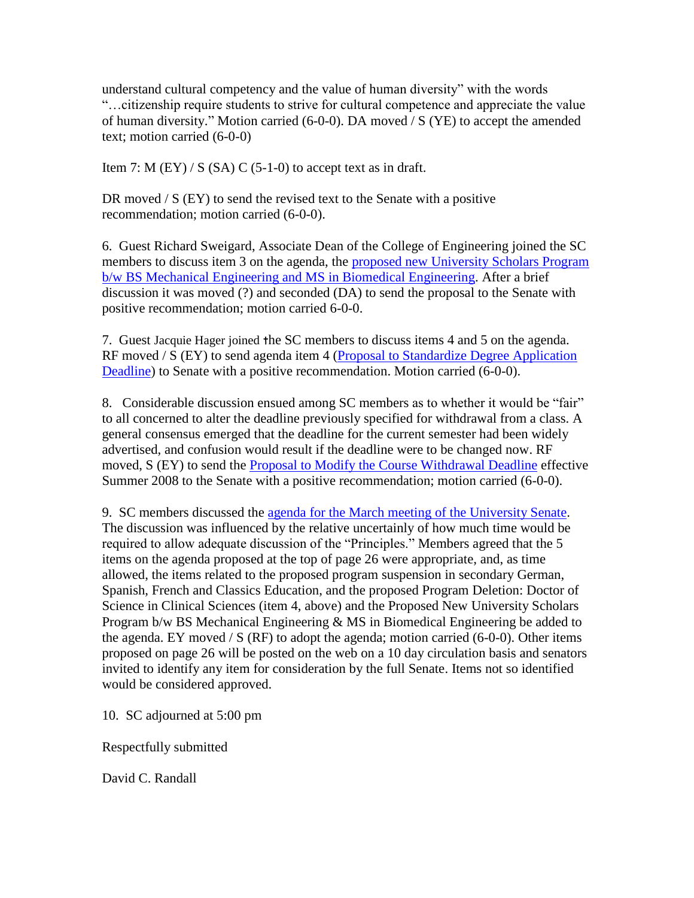understand cultural competency and the value of human diversity" with the words "…citizenship require students to strive for cultural competence and appreciate the value of human diversity." Motion carried (6-0-0). DA moved / S (YE) to accept the amended text; motion carried (6-0-0)

Item 7: M (EY) / S (SA) C (5-1-0) to accept text as in draft.

DR moved / S (EY) to send the revised text to the Senate with a positive recommendation; motion carried (6-0-0).

6. Guest Richard Sweigard, Associate Dean of the College of Engineering joined the SC members to discuss item 3 on the agenda, the proposed new University Scholars Program b/w BS Mechanical Engineering and MS in Biomedical Engineering. After a brief discussion it was moved (?) and seconded (DA) to send the proposal to the Senate with positive recommendation; motion carried 6-0-0.

7. Guest Jacquie Hager joined the SC members to discuss items 4 and 5 on the agenda. RF moved / S (EY) to send agenda item 4 (Proposal to Standardize Degree Application Deadline) to Senate with a positive recommendation. Motion carried (6-0-0).

8. Considerable discussion ensued among SC members as to whether it would be "fair" to all concerned to alter the deadline previously specified for withdrawal from a class. A general consensus emerged that the deadline for the current semester had been widely advertised, and confusion would result if the deadline were to be changed now. RF moved, S (EY) to send the Proposal to Modify the Course Withdrawal Deadline effective Summer 2008 to the Senate with a positive recommendation; motion carried (6-0-0).

9. SC members discussed the agenda for the March meeting of the University Senate. The discussion was influenced by the relative uncertainly of how much time would be required to allow adequate discussion of the "Principles." Members agreed that the 5 items on the agenda proposed at the top of page 26 were appropriate, and, as time allowed, the items related to the proposed program suspension in secondary German, Spanish, French and Classics Education, and the proposed Program Deletion: Doctor of Science in Clinical Sciences (item 4, above) and the Proposed New University Scholars Program b/w BS Mechanical Engineering & MS in Biomedical Engineering be added to the agenda. EY moved / S (RF) to adopt the agenda; motion carried (6-0-0). Other items proposed on page 26 will be posted on the web on a 10 day circulation basis and senators invited to identify any item for consideration by the full Senate. Items not so identified would be considered approved.

10. SC adjourned at 5:00 pm

Respectfully submitted

David C. Randall